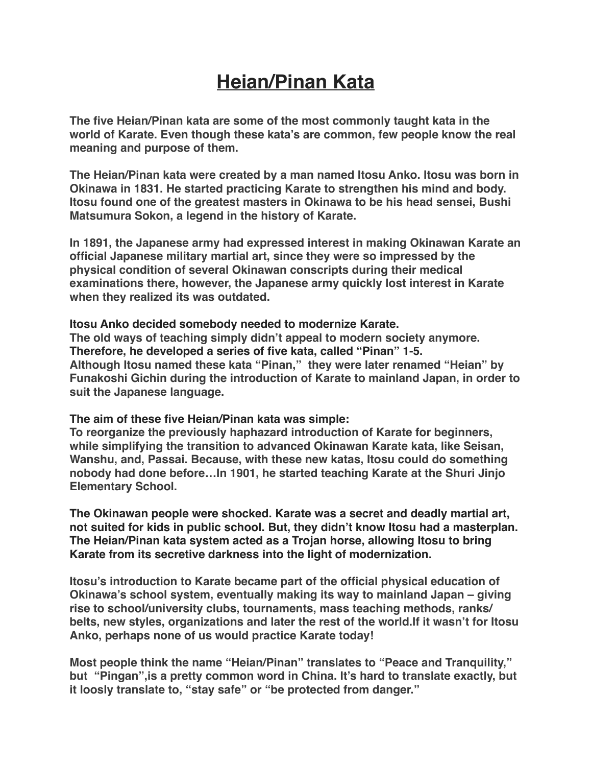# Heian/Pinan Kata

**The five Heian/Pinan kata are some of the most commonly taught kata in the world of Karate. Even though these kata's are common, few people know the real meaning and purpose of them.**

**The Heian/Pinan kata were created by a man named Itosu Anko. Itosu was born in Okinawa in 1831. He started practicing Karate to strengthen his mind and body. Itosu found one of the greatest masters in Okinawa to be his head sensei, Bushi Matsumura Sokon, a legend in the history of Karate.**

**In 1891, the Japanese army had expressed interest in making Okinawan Karate an official Japanese military martial art, since they were so impressed by the physical condition of several Okinawan conscripts during their medical examinations there, however, the Japanese army quickly lost interest in Karate when they realized its was outdated.**

**Itosu Anko decided somebody needed to modernize Karate.**
**The old ways of teaching simply didn't appeal to modern society anymore.**
**Therefore, he developed a series of five kata, called "Pinan" 1-5.**
**Although Itosu named these kata "Pinan," they were later renamed "Heian" by Funakoshi Gichin during the introduction of Karate to mainland Japan, in order to suit the Japanese language.**

**The aim of these five Heian/Pinan kata was simple:**
**To reorganize the previously haphazard introduction of Karate for beginners, while simplifying the transition to advanced Okinawan Karate kata, like Seisan, Wanshu, and, Passai. Because, with these new katas, Itosu could do something nobody had done before…In 1901, he started teaching Karate at the Shuri Jinjo Elementary School.**

**The Okinawan people were shocked. Karate was a secret and deadly martial art, not suited for kids in public school. But, they didn't know Itosu had a masterplan. The Heian/Pinan kata system acted as a Trojan horse, allowing Itosu to bring Karate from its secretive darkness into the light of modernization.**

**Itosu's introduction to Karate became part of the official physical education of Okinawa's school system, eventually making its way to mainland Japan – giving rise to school/university clubs, tournaments, mass teaching methods, ranks/belts, new styles, organizations and later the rest of the world.If it wasn't for Itosu Anko, perhaps none of us would practice Karate today!**

**Most people think the name "Heian/Pinan" translates to "Peace and Tranquility," but "Pingan",is a pretty common word in China. It's hard to translate exactly, but it loosly translate to, "stay safe" or "be protected from danger."**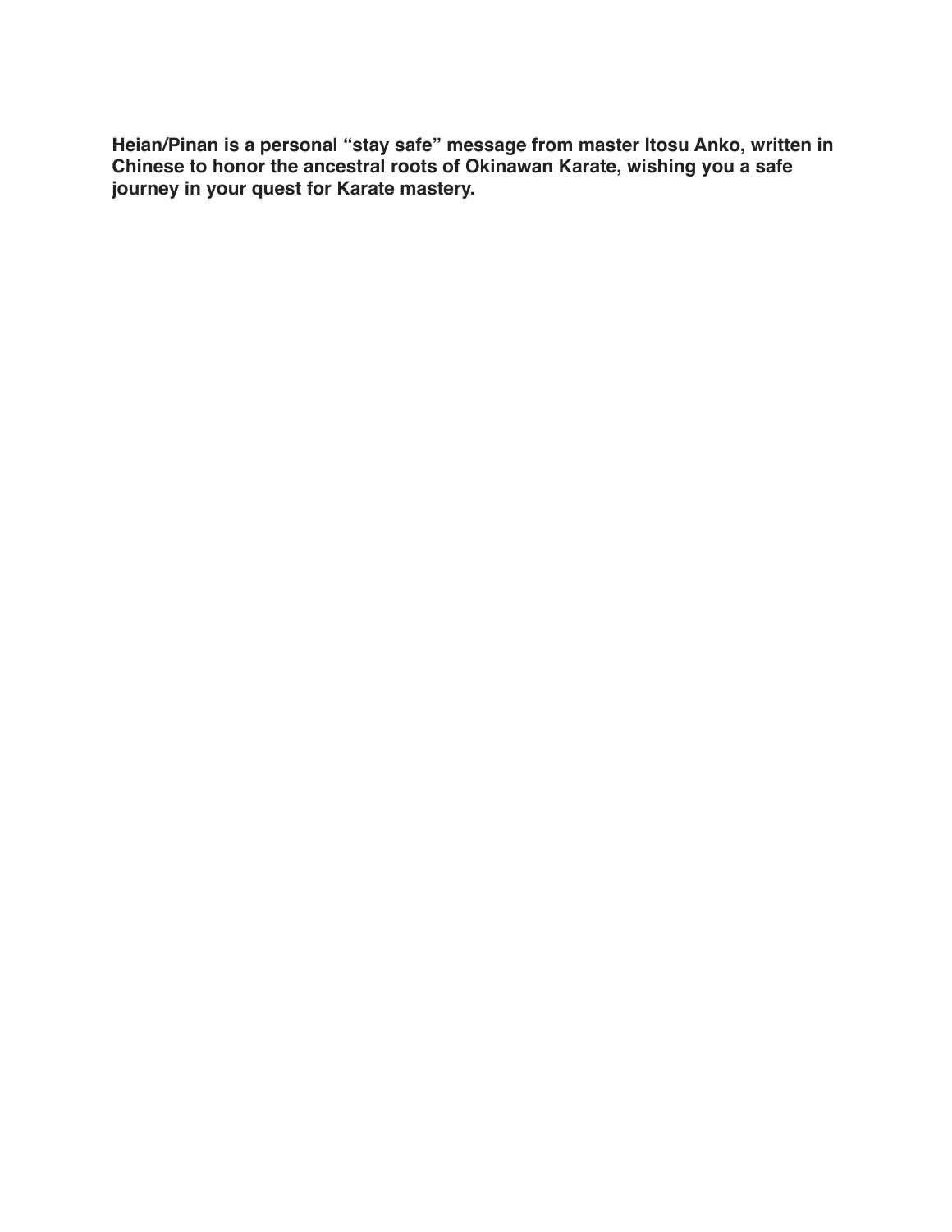**Heian/Pinan is a personal “stay safe” message from master Itosu Anko, written in Chinese to honor the ancestral roots of Okinawan Karate, wishing you a safe journey in your quest for Karate mastery.**